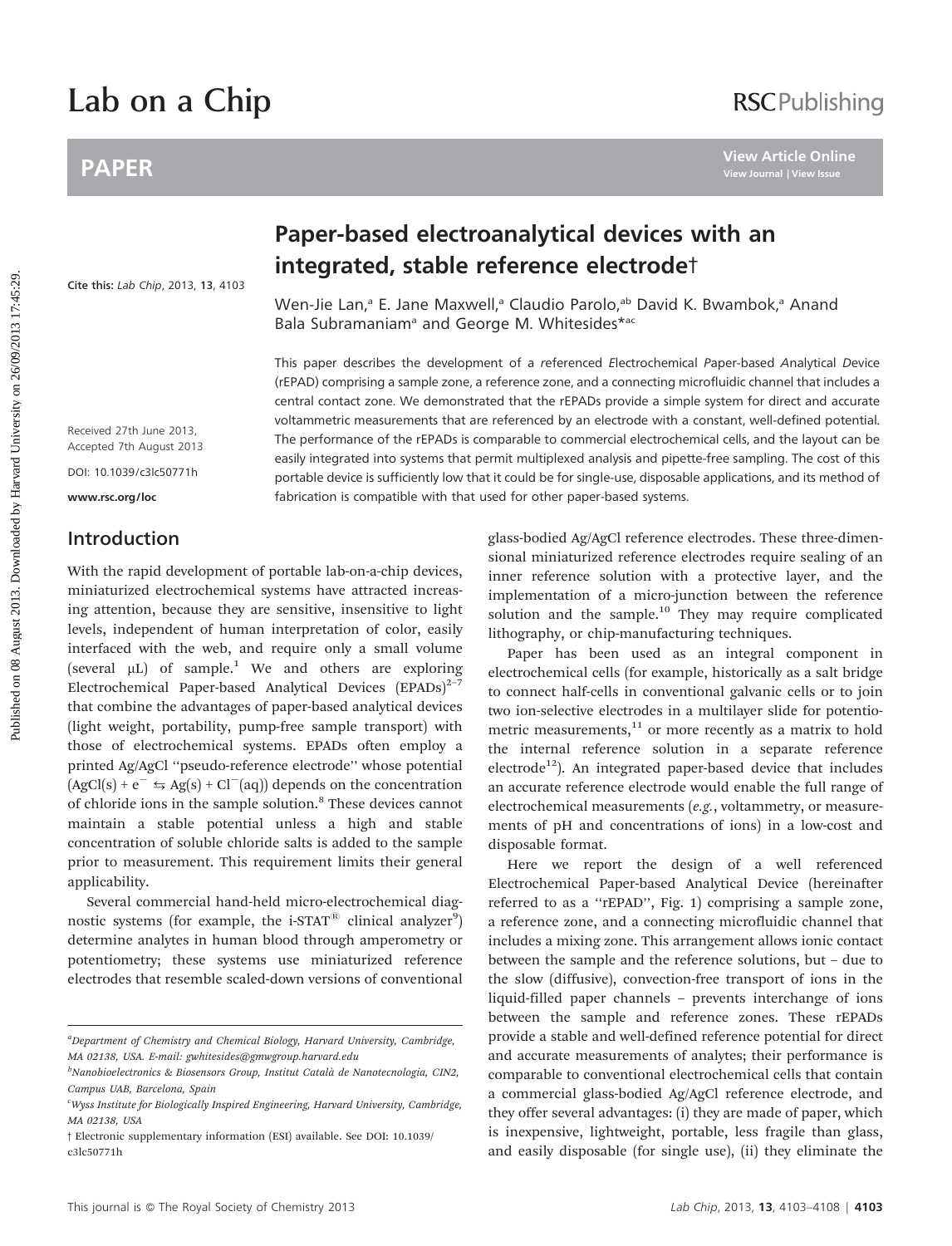Lab on a Chip

PAPER

Cite this: *Lab Chip*, 2013, **13**, 4103

# Paper-based electroanalytical devices with an integrated, stable reference electrode†

Wen-Jie Lan,[a] E. Jane Maxwell,[a] Claudio Parolo,[ab] David K. Bwambok,[a] Anand Bala Subramaniam[a] and George M. Whitesides*[ac]

Received 27th June 2013, Accepted 7th August 2013

DOI: 10.1039/c3lc50771h

www.rsc.org/loc

This paper describes the development of a *r*eferenced *E*lectrochemical *P*aper-based *A*nalytical *D*evice (rEPAD) comprising a sample zone, a reference zone, and a connecting microfluidic channel that includes a central contact zone. We demonstrated that the rEPADs provide a simple system for direct and accurate voltammetric measurements that are referenced by an electrode with a constant, well-defined potential. The performance of the rEPADs is comparable to commercial electrochemical cells, and the layout can be easily integrated into systems that permit multiplexed analysis and pipette-free sampling. The cost of this portable device is sufficiently low that it could be for single-use, disposable applications, and its method of fabrication is compatible with that used for other paper-based systems.

## Introduction

With the rapid development of portable lab-on-a-chip devices, miniaturized electrochemical systems have attracted increasing attention, because they are sensitive, insensitive to light levels, independent of human interpretation of color, easily interfaced with the web, and require only a small volume (several μL) of sample.[1] We and others are exploring Electrochemical Paper-based Analytical Devices (EPADs)[2–7] that combine the advantages of paper-based analytical devices (light weight, portability, pump-free sample transport) with those of electrochemical systems. EPADs often employ a printed Ag/AgCl "pseudo-reference electrode" whose potential ($AgCl(s) + e^- \leftrightarrows Ag(s) + Cl^-(aq)$) depends on the concentration of chloride ions in the sample solution.[8] These devices cannot maintain a stable potential unless a high and stable concentration of soluble chloride salts is added to the sample prior to measurement. This requirement limits their general applicability.

Several commercial hand-held micro-electrochemical diagnostic systems (for example, the i-STAT® clinical analyzer[9]) determine analytes in human blood through amperometry or potentiometry; these systems use miniaturized reference electrodes that resemble scaled-down versions of conventional glass-bodied Ag/AgCl reference electrodes. These three-dimensional miniaturized reference electrodes require sealing of an inner reference solution with a protective layer, and the implementation of a micro-junction between the reference solution and the sample.[10] They may require complicated lithography, or chip-manufacturing techniques.

Paper has been used as an integral component in electrochemical cells (for example, historically as a salt bridge to connect half-cells in conventional galvanic cells or to join two ion-selective electrodes in a multilayer slide for potentiometric measurements,[11] or more recently as a matrix to hold the internal reference solution in a separate reference electrode[12]). An integrated paper-based device that includes an accurate reference electrode would enable the full range of electrochemical measurements (*e.g.*, voltammetry, or measurements of pH and concentrations of ions) in a low-cost and disposable format.

Here we report the design of a well referenced Electrochemical Paper-based Analytical Device (hereinafter referred to as a "rEPAD", Fig. 1) comprising a sample zone, a reference zone, and a connecting microfluidic channel that includes a mixing zone. This arrangement allows ionic contact between the sample and the reference solutions, but – due to the slow (diffusive), convection-free transport of ions in the liquid-filled paper channels – prevents interchange of ions between the sample and reference zones. These rEPADs provide a stable and well-defined reference potential for direct and accurate measurements of analytes; their performance is comparable to conventional electrochemical cells that contain a commercial glass-bodied Ag/AgCl reference electrode, and they offer several advantages: (i) they are made of paper, which is inexpensive, lightweight, portable, less fragile than glass, and easily disposable (for single use), (ii) they eliminate the

[a]Department of Chemistry and Chemical Biology, Harvard University, Cambridge, MA 02138, USA. E-mail: gwhitesides@gmwgroup.harvard.edu

[b]Nanobioelectronics & Biosensors Group, Institut Català de Nanotecnologia, CIN2, Campus UAB, Barcelona, Spain

[c]Wyss Institute for Biologically Inspired Engineering, Harvard University, Cambridge, MA 02138, USA

† Electronic supplementary information (ESI) available. See DOI: 10.1039/c3lc50771h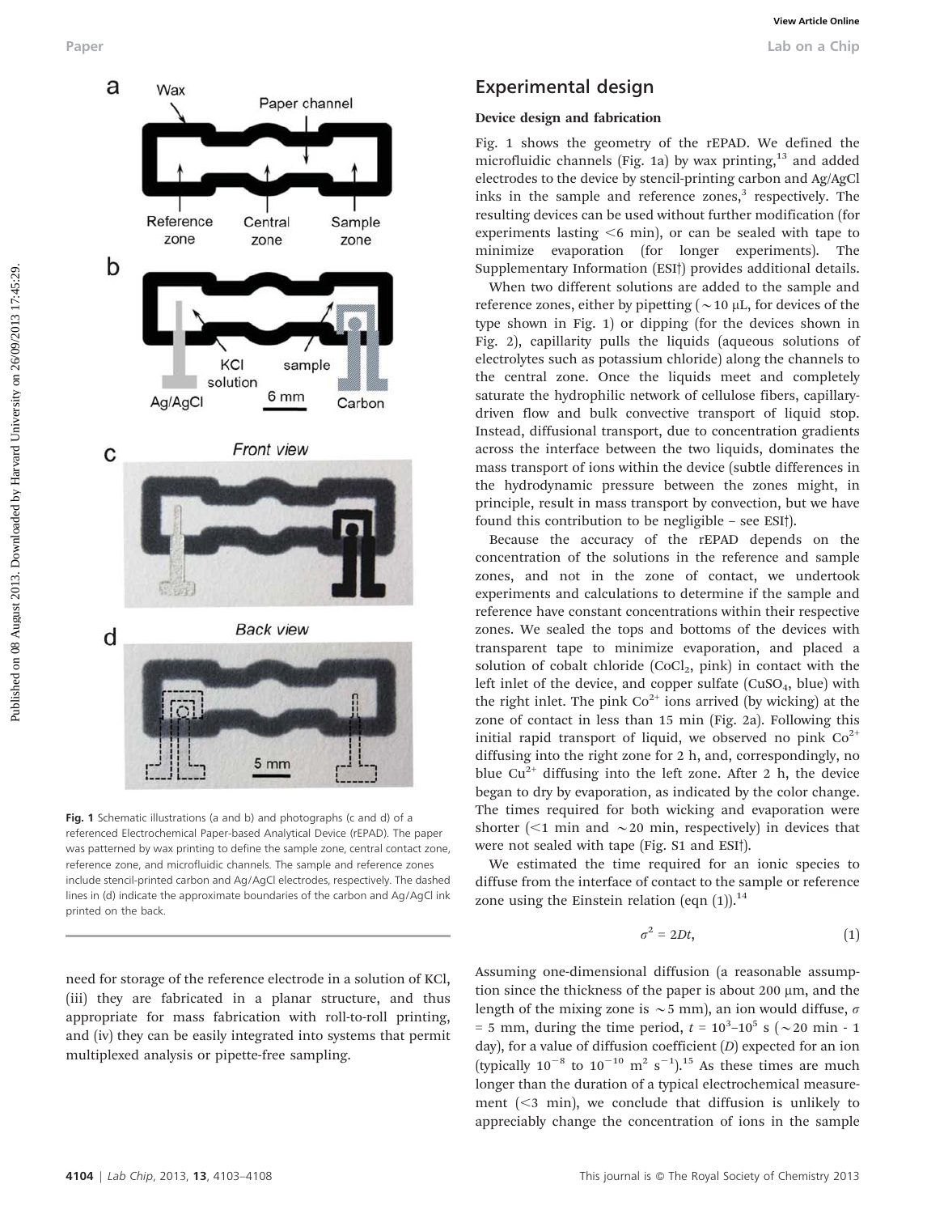Fig. 1 Schematic illustrations (a and b) and photographs (c and d) of a referenced Electrochemical Paper-based Analytical Device (rEPAD). The paper was patterned by wax printing to define the sample zone, central contact zone, reference zone, and microfluidic channels. The sample and reference zones include stencil-printed carbon and Ag/AgCl electrodes, respectively. The dashed lines in (d) indicate the approximate boundaries of the carbon and Ag/AgCl ink printed on the back.

need for storage of the reference electrode in a solution of KCl, (iii) they are fabricated in a planar structure, and thus appropriate for mass fabrication with roll-to-roll printing, and (iv) they can be easily integrated into systems that permit multiplexed analysis or pipette-free sampling.

## Experimental design

### Device design and fabrication

Fig. 1 shows the geometry of the rEPAD. We defined the microfluidic channels (Fig. 1a) by wax printing,[13] and added electrodes to the device by stencil-printing carbon and Ag/AgCl inks in the sample and reference zones,[3] respectively. The resulting devices can be used without further modification (for experiments lasting <6 min), or can be sealed with tape to minimize evaporation (for longer experiments). The Supplementary Information (ESI†) provides additional details.

When two different solutions are added to the sample and reference zones, either by pipetting (~10 μL, for devices of the type shown in Fig. 1) or dipping (for the devices shown in Fig. 2), capillarity pulls the liquids (aqueous solutions of electrolytes such as potassium chloride) along the channels to the central zone. Once the liquids meet and completely saturate the hydrophilic network of cellulose fibers, capillary-driven flow and bulk convective transport of liquid stop. Instead, diffusional transport, due to concentration gradients across the interface between the two liquids, dominates the mass transport of ions within the device (subtle differences in the hydrodynamic pressure between the zones might, in principle, result in mass transport by convection, but we have found this contribution to be negligible – see ESI†).

Because the accuracy of the rEPAD depends on the concentration of the solutions in the reference and sample zones, and not in the zone of contact, we undertook experiments and calculations to determine if the sample and reference have constant concentrations within their respective zones. We sealed the tops and bottoms of the devices with transparent tape to minimize evaporation, and placed a solution of cobalt chloride ($CoCl_2$, pink) in contact with the left inlet of the device, and copper sulfate ($CuSO_4$, blue) with the right inlet. The pink $Co^{2+}$ ions arrived (by wicking) at the zone of contact in less than 15 min (Fig. 2a). Following this initial rapid transport of liquid, we observed no pink $Co^{2+}$ diffusing into the right zone for 2 h, and, correspondingly, no blue $Cu^{2+}$ diffusing into the left zone. After 2 h, the device began to dry by evaporation, as indicated by the color change. The times required for both wicking and evaporation were shorter (<1 min and ~20 min, respectively) in devices that were not sealed with tape (Fig. S1 and ESI†).

We estimated the time required for an ionic species to diffuse from the interface of contact to the sample or reference zone using the Einstein relation (eqn (1)).[14]

$$\sigma^2 = 2Dt, \tag{1}$$

Assuming one-dimensional diffusion (a reasonable assumption since the thickness of the paper is about 200 μm, and the length of the mixing zone is ~5 mm), an ion would diffuse, $\sigma$ = 5 mm, during the time period, $t = 10^3$–$10^5$ s (~20 min - 1 day), for a value of diffusion coefficient ($D$) expected for an ion (typically $10^{-8}$ to $10^{-10}$ m$^2$ s$^{-1}$).[15] As these times are much longer than the duration of a typical electrochemical measurement (<3 min), we conclude that diffusion is unlikely to appreciably change the concentration of ions in the sample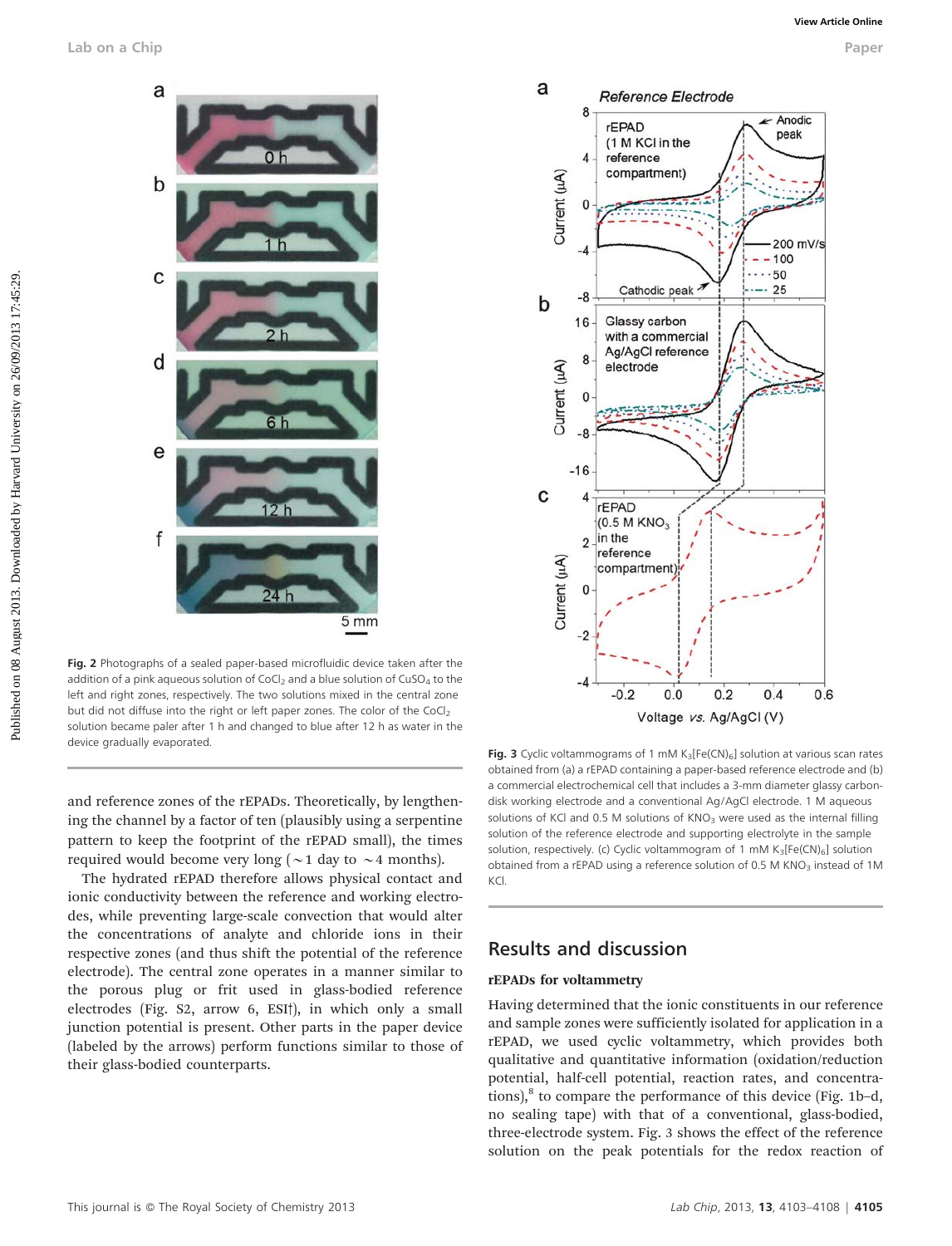Fig. 2 Photographs of a sealed paper-based microfluidic device taken after the addition of a pink aqueous solution of $CoCl_2$ and a blue solution of $CuSO_4$ to the left and right zones, respectively. The two solutions mixed in the central zone but did not diffuse into the right or left paper zones. The color of the $CoCl_2$ solution became paler after 1 h and changed to blue after 12 h as water in the device gradually evaporated.

and reference zones of the rEPADs. Theoretically, by lengthening the channel by a factor of ten (plausibly using a serpentine pattern to keep the footprint of the rEPAD small), the times required would become very long (~1 day to ~4 months).

The hydrated rEPAD therefore allows physical contact and ionic conductivity between the reference and working electrodes, while preventing large-scale convection that would alter the concentrations of analyte and chloride ions in their respective zones (and thus shift the potential of the reference electrode). The central zone operates in a manner similar to the porous plug or frit used in glass-bodied reference electrodes (Fig. S2, arrow 6, ESI†), in which only a small junction potential is present. Other parts in the paper device (labeled by the arrows) perform functions similar to those of their glass-bodied counterparts.

Fig. 3 Cyclic voltammograms of 1 mM $K_3[Fe(CN)_6]$ solution at various scan rates obtained from (a) a rEPAD containing a paper-based reference electrode and (b) a commercial electrochemical cell that includes a 3-mm diameter glassy carbon-disk working electrode and a conventional Ag/AgCl electrode. 1 M aqueous solutions of KCl and 0.5 M solutions of $KNO_3$ were used as the internal filling solution of the reference electrode and supporting electrolyte in the sample solution, respectively. (c) Cyclic voltammogram of 1 mM $K_3[Fe(CN)_6]$ solution obtained from a rEPAD using a reference solution of 0.5 M $KNO_3$ instead of 1M KCl.

## Results and discussion

### rEPADs for voltammetry

Having determined that the ionic constituents in our reference and sample zones were sufficiently isolated for application in a rEPAD, we used cyclic voltammetry, which provides both qualitative and quantitative information (oxidation/reduction potential, half-cell potential, reaction rates, and concentrations),[8] to compare the performance of this device (Fig. 1b–d, no sealing tape) with that of a conventional, glass-bodied, three-electrode system. Fig. 3 shows the effect of the reference solution on the peak potentials for the redox reaction of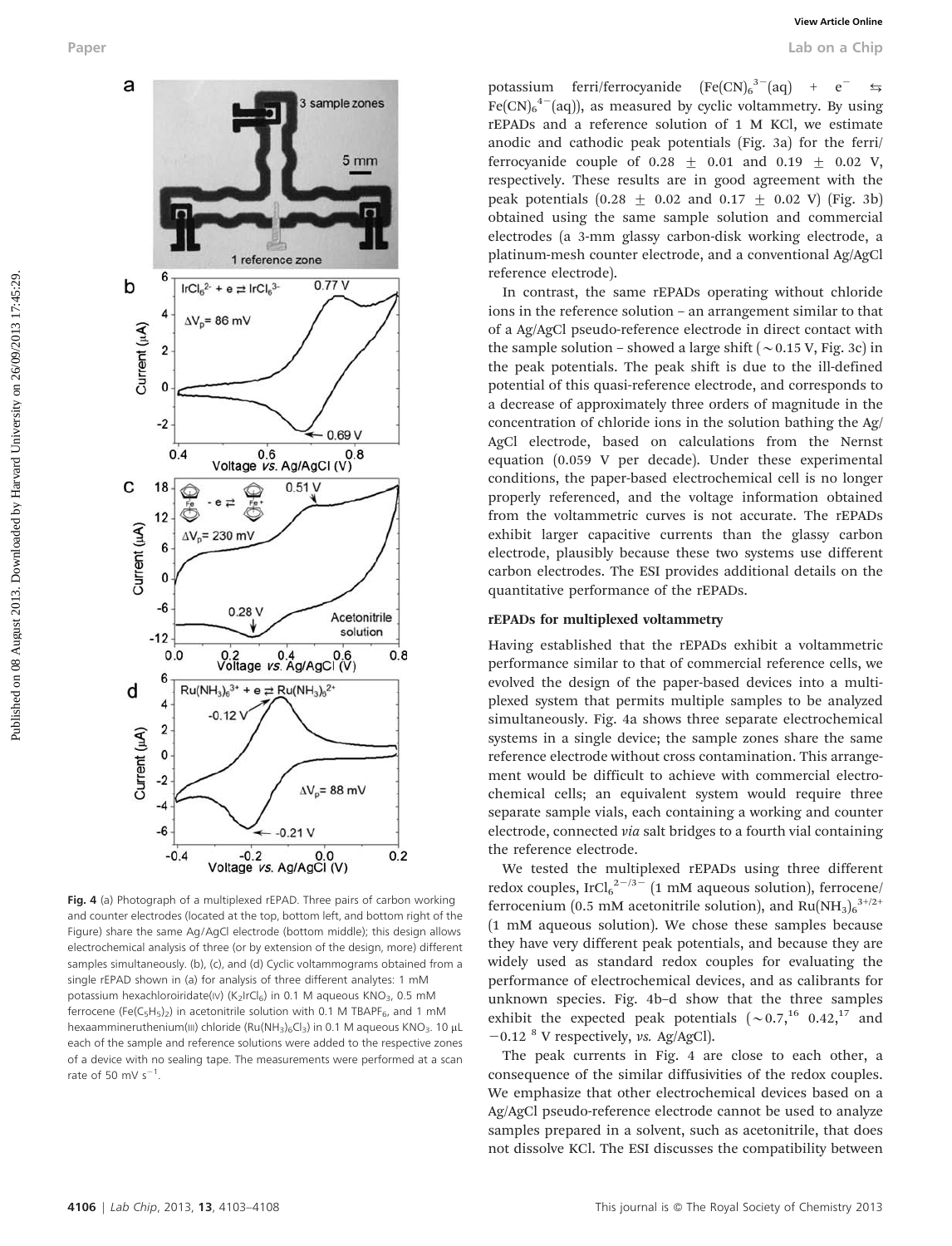Fig. 4 (a) Photograph of a multiplexed rEPAD. Three pairs of carbon working and counter electrodes (located at the top, bottom left, and bottom right of the Figure) share the same Ag/AgCl electrode (bottom middle); this design allows electrochemical analysis of three (or by extension of the design, more) different samples simultaneously. (b), (c), and (d) Cyclic voltammograms obtained from a single rEPAD shown in (a) for analysis of three different analytes: 1 mM potassium hexachloroiridate(IV) ($K_2IrCl_6$) in 0.1 M aqueous $KNO_3$, 0.5 mM ferrocene ($Fe(C_5H_5)_2$) in acetonitrile solution with 0.1 M $TBAPF_6$, and 1 mM hexaammineruthenium(III) chloride ($Ru(NH_3)_6Cl_3$) in 0.1 M aqueous $KNO_3$. 10 μL each of the sample and reference solutions were added to the respective zones of a device with no sealing tape. The measurements were performed at a scan rate of 50 mV $s^{-1}$.

potassium ferri/ferrocyanide ($Fe(CN)_6^{3-}(aq) + e^- \leftrightarrows Fe(CN)_6^{4-}(aq)$), as measured by cyclic voltammetry. By using rEPADs and a reference solution of 1 M KCl, we estimate anodic and cathodic peak potentials (Fig. 3a) for the ferri/ferrocyanide couple of 0.28 ± 0.01 and 0.19 ± 0.02 V, respectively. These results are in good agreement with the peak potentials (0.28 ± 0.02 and 0.17 ± 0.02 V) (Fig. 3b) obtained using the same sample solution and commercial electrodes (a 3-mm glassy carbon-disk working electrode, a platinum-mesh counter electrode, and a conventional Ag/AgCl reference electrode).

In contrast, the same rEPADs operating without chloride ions in the reference solution – an arrangement similar to that of a Ag/AgCl pseudo-reference electrode in direct contact with the sample solution – showed a large shift (∼0.15 V, Fig. 3c) in the peak potentials. The peak shift is due to the ill-defined potential of this quasi-reference electrode, and corresponds to a decrease of approximately three orders of magnitude in the concentration of chloride ions in the solution bathing the Ag/AgCl electrode, based on calculations from the Nernst equation (0.059 V per decade). Under these experimental conditions, the paper-based electrochemical cell is no longer properly referenced, and the voltage information obtained from the voltammetric curves is not accurate. The rEPADs exhibit larger capacitive currents than the glassy carbon electrode, plausibly because these two systems use different carbon electrodes. The ESI provides additional details on the quantitative performance of the rEPADs.

### rEPADs for multiplexed voltammetry

Having established that the rEPADs exhibit a voltammetric performance similar to that of commercial reference cells, we evolved the design of the paper-based devices into a multiplexed system that permits multiple samples to be analyzed simultaneously. Fig. 4a shows three separate electrochemical systems in a single device; the sample zones share the same reference electrode without cross contamination. This arrangement would be difficult to achieve with commercial electrochemical cells; an equivalent system would require three separate sample vials, each containing a working and counter electrode, connected *via* salt bridges to a fourth vial containing the reference electrode.

We tested the multiplexed rEPADs using three different redox couples, $IrCl_6^{2-/3-}$ (1 mM aqueous solution), ferrocene/ferrocenium (0.5 mM acetonitrile solution), and $Ru(NH_3)_6^{3+/2+}$ (1 mM aqueous solution). We chose these samples because they have very different peak potentials, and because they are widely used as standard redox couples for evaluating the performance of electrochemical devices, and as calibrants for unknown species. Fig. 4b–d show that the three samples exhibit the expected peak potentials (∼0.7,[16] 0.42,[17] and −0.12 [8] V respectively, *vs.* Ag/AgCl).

The peak currents in Fig. 4 are close to each other, a consequence of the similar diffusivities of the redox couples. We emphasize that other electrochemical devices based on a Ag/AgCl pseudo-reference electrode cannot be used to analyze samples prepared in a solvent, such as acetonitrile, that does not dissolve KCl. The ESI discusses the compatibility between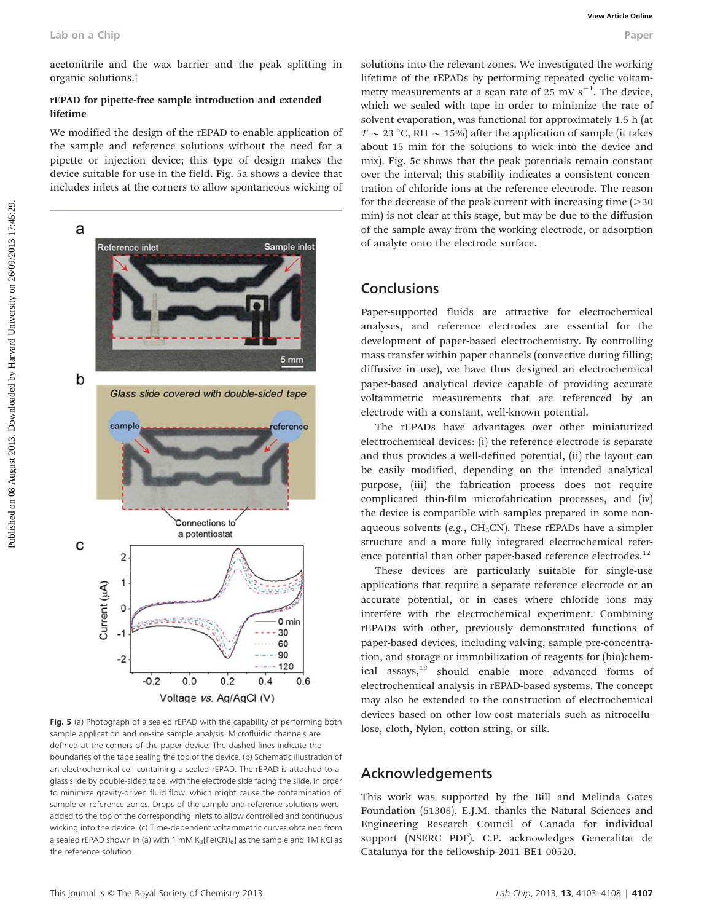acetonitrile and the wax barrier and the peak splitting in organic solutions.†

### rEPAD for pipette-free sample introduction and extended lifetime

We modified the design of the rEPAD to enable application of the sample and reference solutions without the need for a pipette or injection device; this type of design makes the device suitable for use in the field. Fig. 5a shows a device that includes inlets at the corners to allow spontaneous wicking of solutions into the relevant zones. We investigated the working lifetime of the rEPADs by performing repeated cyclic voltammetry measurements at a scan rate of 25 mV $s^{-1}$. The device, which we sealed with tape in order to minimize the rate of solvent evaporation, was functional for approximately 1.5 h (at $T \sim 23$ °C, RH ~ 15%) after the application of sample (it takes about 15 min for the solutions to wick into the device and mix). Fig. 5c shows that the peak potentials remain constant over the interval; this stability indicates a consistent concentration of chloride ions at the reference electrode. The reason for the decrease of the peak current with increasing time (>30 min) is not clear at this stage, but may be due to the diffusion of the sample away from the working electrode, or adsorption of analyte onto the electrode surface.

**Fig. 5** (a) Photograph of a sealed rEPAD with the capability of performing both sample application and on-site sample analysis. Microfluidic channels are defined at the corners of the paper device. The dashed lines indicate the boundaries of the tape sealing the top of the device. (b) Schematic illustration of an electrochemical cell containing a sealed rEPAD. The rEPAD is attached to a glass slide by double-sided tape, with the electrode side facing the slide, in order to minimize gravity-driven fluid flow, which might cause the contamination of sample or reference zones. Drops of the sample and reference solutions were added to the top of the corresponding inlets to allow controlled and continuous wicking into the device. (c) Time-dependent voltammetric curves obtained from a sealed rEPAD shown in (a) with 1 mM $K_3[Fe(CN)_6]$ as the sample and 1M KCl as the reference solution.

## Conclusions

Paper-supported fluids are attractive for electrochemical analyses, and reference electrodes are essential for the development of paper-based electrochemistry. By controlling mass transfer within paper channels (convective during filling; diffusive in use), we have thus designed an electrochemical paper-based analytical device capable of providing accurate voltammetric measurements that are referenced by an electrode with a constant, well-known potential.

The rEPADs have advantages over other miniaturized electrochemical devices: (i) the reference electrode is separate and thus provides a well-defined potential, (ii) the layout can be easily modified, depending on the intended analytical purpose, (iii) the fabrication process does not require complicated thin-film microfabrication processes, and (iv) the device is compatible with samples prepared in some non-aqueous solvents (*e.g.*, $CH_3CN$). These rEPADs have a simpler structure and a more fully integrated electrochemical reference potential than other paper-based reference electrodes.[12]

These devices are particularly suitable for single-use applications that require a separate reference electrode or an accurate potential, or in cases where chloride ions may interfere with the electrochemical experiment. Combining rEPADs with other, previously demonstrated functions of paper-based devices, including valving, sample pre-concentration, and storage or immobilization of reagents for (bio)chemical assays,[18] should enable more advanced forms of electrochemical analysis in rEPAD-based systems. The concept may also be extended to the construction of electrochemical devices based on other low-cost materials such as nitrocellulose, cloth, Nylon, cotton string, or silk.

## Acknowledgements

This work was supported by the Bill and Melinda Gates Foundation (51308). E.J.M. thanks the Natural Sciences and Engineering Research Council of Canada for individual support (NSERC PDF). C.P. acknowledges Generalitat de Catalunya for the fellowship 2011 BE1 00520.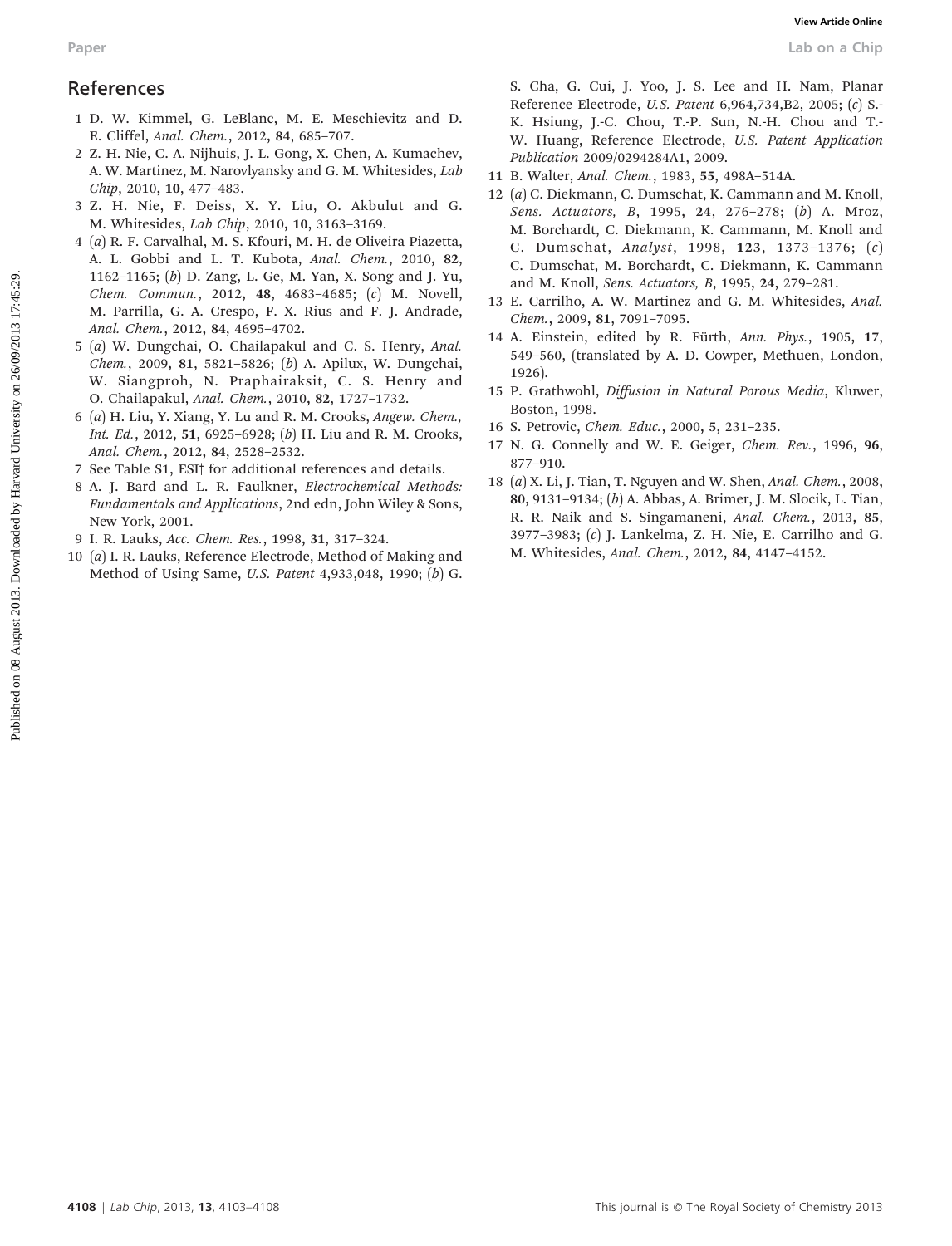## References

1 D. W. Kimmel, G. LeBlanc, M. E. Meschievitz and D. E. Cliffel, *Anal. Chem.*, 2012, **84**, 685–707.

2 Z. H. Nie, C. A. Nijhuis, J. L. Gong, X. Chen, A. Kumachev, A. W. Martinez, M. Narovlyansky and G. M. Whitesides, *Lab Chip*, 2010, **10**, 477–483.

3 Z. H. Nie, F. Deiss, X. Y. Liu, O. Akbulut and G. M. Whitesides, *Lab Chip*, 2010, **10**, 3163–3169.

4 (*a*) R. F. Carvalhal, M. S. Kfouri, M. H. de Oliveira Piazetta, A. L. Gobbi and L. T. Kubota, *Anal. Chem.*, 2010, **82**, 1162–1165; (*b*) D. Zang, L. Ge, M. Yan, X. Song and J. Yu, *Chem. Commun.*, 2012, **48**, 4683–4685; (*c*) M. Novell, M. Parrilla, G. A. Crespo, F. X. Rius and F. J. Andrade, *Anal. Chem.*, 2012, **84**, 4695–4702.

5 (*a*) W. Dungchai, O. Chailapakul and C. S. Henry, *Anal. Chem.*, 2009, **81**, 5821–5826; (*b*) A. Apilux, W. Dungchai, W. Siangproh, N. Praphairaksit, C. S. Henry and O. Chailapakul, *Anal. Chem.*, 2010, **82**, 1727–1732.

6 (*a*) H. Liu, Y. Xiang, Y. Lu and R. M. Crooks, *Angew. Chem., Int. Ed.*, 2012, **51**, 6925–6928; (*b*) H. Liu and R. M. Crooks, *Anal. Chem.*, 2012, **84**, 2528–2532.

7 See Table S1, ESI† for additional references and details.

8 A. J. Bard and L. R. Faulkner, *Electrochemical Methods: Fundamentals and Applications*, 2nd edn, John Wiley & Sons, New York, 2001.

9 I. R. Lauks, *Acc. Chem. Res.*, 1998, **31**, 317–324.

10 (*a*) I. R. Lauks, Reference Electrode, Method of Making and Method of Using Same, *U.S. Patent* 4,933,048, 1990; (*b*) G. S. Cha, G. Cui, J. Yoo, J. S. Lee and H. Nam, Planar Reference Electrode, *U.S. Patent* 6,964,734,B2, 2005; (*c*) S.-K. Hsiung, J.-C. Chou, T.-P. Sun, N.-H. Chou and T.-W. Huang, Reference Electrode, *U.S. Patent Application Publication* 2009/0294284A1, 2009.

11 B. Walter, *Anal. Chem.*, 1983, **55**, 498A–514A.

12 (*a*) C. Diekmann, C. Dumschat, K. Cammann and M. Knoll, *Sens. Actuators, B*, 1995, **24**, 276–278; (*b*) A. Mroz, M. Borchardt, C. Diekmann, K. Cammann, M. Knoll and C. Dumschat, *Analyst*, 1998, **123**, 1373–1376; (*c*) C. Dumschat, M. Borchardt, C. Diekmann, K. Cammann and M. Knoll, *Sens. Actuators, B*, 1995, **24**, 279–281.

13 E. Carrilho, A. W. Martinez and G. M. Whitesides, *Anal. Chem.*, 2009, **81**, 7091–7095.

14 A. Einstein, edited by R. Fürth, *Ann. Phys.*, 1905, **17**, 549–560, (translated by A. D. Cowper, Methuen, London, 1926).

15 P. Grathwohl, *Diffusion in Natural Porous Media*, Kluwer, Boston, 1998.

16 S. Petrovic, *Chem. Educ.*, 2000, **5**, 231–235.

17 N. G. Connelly and W. E. Geiger, *Chem. Rev.*, 1996, **96**, 877–910.

18 (*a*) X. Li, J. Tian, T. Nguyen and W. Shen, *Anal. Chem.*, 2008, **80**, 9131–9134; (*b*) A. Abbas, A. Brimer, J. M. Slocik, L. Tian, R. R. Naik and S. Singamaneni, *Anal. Chem.*, 2013, **85**, 3977–3983; (*c*) J. Lankelma, Z. H. Nie, E. Carrilho and G. M. Whitesides, *Anal. Chem.*, 2012, **84**, 4147–4152.